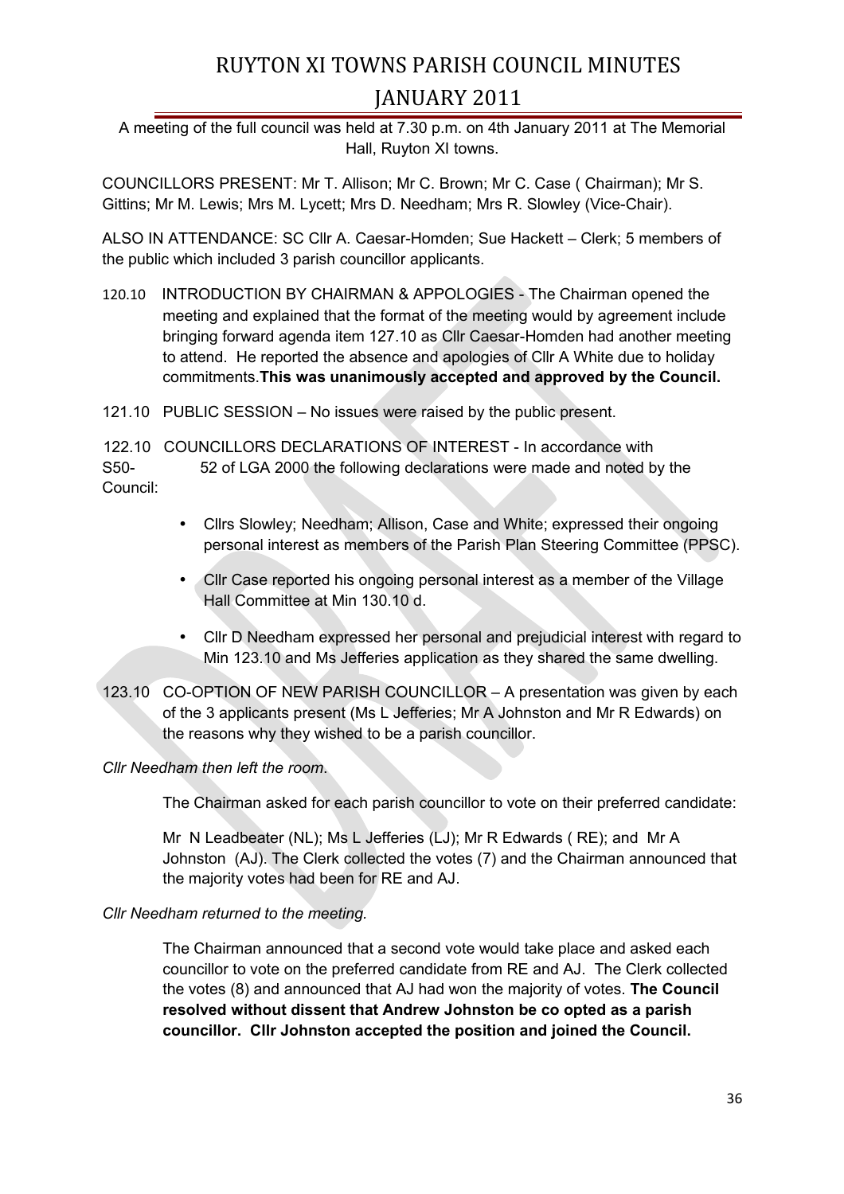# RUYTON XI TOWNS PARISH COUNCIL MINUTES
# JANUARY 2011

A meeting of the full council was held at 7.30 p.m. on 4th January 2011 at The Memorial Hall, Ruyton XI towns.

COUNCILLORS PRESENT: Mr T. Allison; Mr C. Brown; Mr C. Case ( Chairman); Mr S. Gittins; Mr M. Lewis; Mrs M. Lycett; Mrs D. Needham; Mrs R. Slowley (Vice-Chair).

ALSO IN ATTENDANCE: SC Cllr A. Caesar-Homden; Sue Hackett – Clerk; 5 members of the public which included 3 parish councillor applicants.

120.10 INTRODUCTION BY CHAIRMAN & APPOLOGIES - The Chairman opened the meeting and explained that the format of the meeting would by agreement include bringing forward agenda item 127.10 as Cllr Caesar-Homden had another meeting to attend. He reported the absence and apologies of Cllr A White due to holiday commitments.**This was unanimously accepted and approved by the Council.**

121.10 PUBLIC SESSION – No issues were raised by the public present.

122.10 COUNCILLORS DECLARATIONS OF INTEREST - In accordance with S50- 52 of LGA 2000 the following declarations were made and noted by the Council:

- Cllrs Slowley; Needham; Allison, Case and White; expressed their ongoing personal interest as members of the Parish Plan Steering Committee (PPSC).
- Cllr Case reported his ongoing personal interest as a member of the Village Hall Committee at Min 130.10 d.
- Cllr D Needham expressed her personal and prejudicial interest with regard to Min 123.10 and Ms Jefferies application as they shared the same dwelling.

123.10 CO-OPTION OF NEW PARISH COUNCILLOR – A presentation was given by each of the 3 applicants present (Ms L Jefferies; Mr A Johnston and Mr R Edwards) on the reasons why they wished to be a parish councillor.

*Cllr Needham then left the room.*

The Chairman asked for each parish councillor to vote on their preferred candidate:

Mr N Leadbeater (NL); Ms L Jefferies (LJ); Mr R Edwards ( RE); and Mr A Johnston (AJ). The Clerk collected the votes (7) and the Chairman announced that the majority votes had been for RE and AJ.

*Cllr Needham returned to the meeting.*

The Chairman announced that a second vote would take place and asked each councillor to vote on the preferred candidate from RE and AJ. The Clerk collected the votes (8) and announced that AJ had won the majority of votes. **The Council resolved without dissent that Andrew Johnston be co opted as a parish councillor. Cllr Johnston accepted the position and joined the Council.**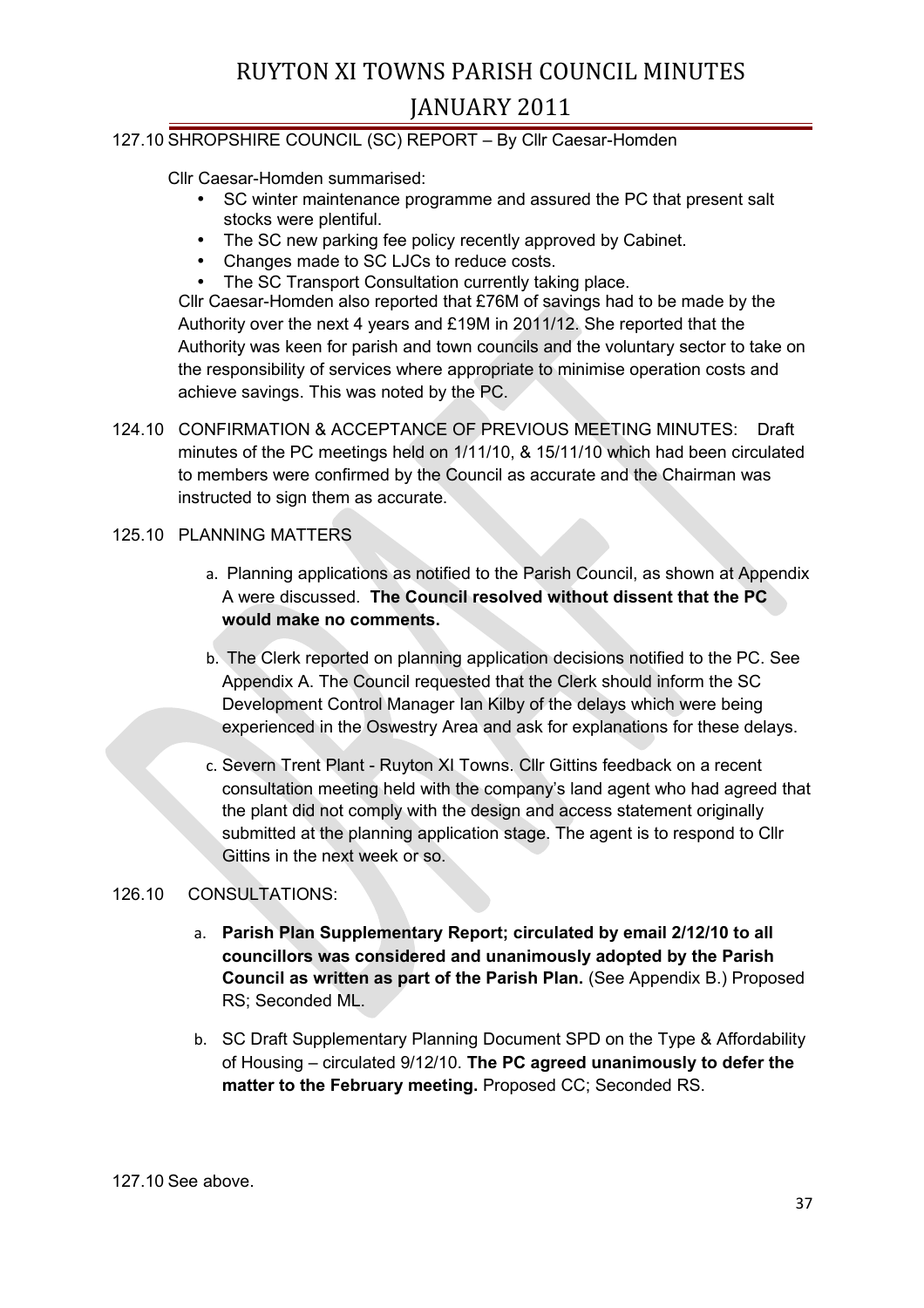127.10 SHROPSHIRE COUNCIL (SC) REPORT – By Cllr Caesar-Homden

Cllr Caesar-Homden summarised:

- SC winter maintenance programme and assured the PC that present salt stocks were plentiful.
- The SC new parking fee policy recently approved by Cabinet.
- Changes made to SC LJCs to reduce costs.
- The SC Transport Consultation currently taking place.

Cllr Caesar-Homden also reported that £76M of savings had to be made by the Authority over the next 4 years and £19M in 2011/12. She reported that the Authority was keen for parish and town councils and the voluntary sector to take on the responsibility of services where appropriate to minimise operation costs and achieve savings. This was noted by the PC.

124.10 CONFIRMATION & ACCEPTANCE OF PREVIOUS MEETING MINUTES: Draft minutes of the PC meetings held on 1/11/10, & 15/11/10 which had been circulated to members were confirmed by the Council as accurate and the Chairman was instructed to sign them as accurate.

125.10 PLANNING MATTERS

a. Planning applications as notified to the Parish Council, as shown at Appendix A were discussed. **The Council resolved without dissent that the PC would make no comments.**

b. The Clerk reported on planning application decisions notified to the PC. See Appendix A. The Council requested that the Clerk should inform the SC Development Control Manager Ian Kilby of the delays which were being experienced in the Oswestry Area and ask for explanations for these delays.

c. Severn Trent Plant - Ruyton XI Towns. Cllr Gittins feedback on a recent consultation meeting held with the company's land agent who had agreed that the plant did not comply with the design and access statement originally submitted at the planning application stage. The agent is to respond to Cllr Gittins in the next week or so.

126.10 CONSULTATIONS:

a. **Parish Plan Supplementary Report; circulated by email 2/12/10 to all councillors was considered and unanimously adopted by the Parish Council as written as part of the Parish Plan.** (See Appendix B.) Proposed RS; Seconded ML.

b. SC Draft Supplementary Planning Document SPD on the Type & Affordability of Housing – circulated 9/12/10. **The PC agreed unanimously to defer the matter to the February meeting.** Proposed CC; Seconded RS.

127.10 See above.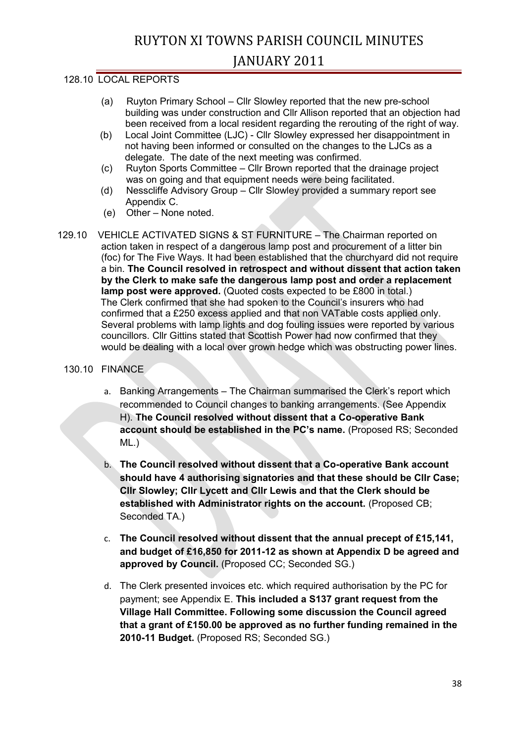128.10 LOCAL REPORTS

(a) Ruyton Primary School – Cllr Slowley reported that the new pre-school building was under construction and Cllr Allison reported that an objection had been received from a local resident regarding the rerouting of the right of way.

(b) Local Joint Committee (LJC) - Cllr Slowley expressed her disappointment in not having been informed or consulted on the changes to the LJCs as a delegate. The date of the next meeting was confirmed.

(c) Ruyton Sports Committee – Cllr Brown reported that the drainage project was on going and that equipment needs were being facilitated.

(d) Nesscliffe Advisory Group – Cllr Slowley provided a summary report see Appendix C.

(e) Other – None noted.

129.10 VEHICLE ACTIVATED SIGNS & ST FURNITURE – The Chairman reported on action taken in respect of a dangerous lamp post and procurement of a litter bin (foc) for The Five Ways. It had been established that the churchyard did not require a bin. **The Council resolved in retrospect and without dissent that action taken by the Clerk to make safe the dangerous lamp post and order a replacement lamp post were approved.** (Quoted costs expected to be £800 in total.) The Clerk confirmed that she had spoken to the Council's insurers who had confirmed that a £250 excess applied and that non VATable costs applied only. Several problems with lamp lights and dog fouling issues were reported by various councillors. Cllr Gittins stated that Scottish Power had now confirmed that they would be dealing with a local over grown hedge which was obstructing power lines.

130.10 FINANCE

a. Banking Arrangements – The Chairman summarised the Clerk's report which recommended to Council changes to banking arrangements. (See Appendix H). **The Council resolved without dissent that a Co-operative Bank account should be established in the PC's name.** (Proposed RS; Seconded ML.)

b. **The Council resolved without dissent that a Co-operative Bank account should have 4 authorising signatories and that these should be Cllr Case; Cllr Slowley; Cllr Lycett and Cllr Lewis and that the Clerk should be established with Administrator rights on the account.** (Proposed CB; Seconded TA.)

c. **The Council resolved without dissent that the annual precept of £15,141, and budget of £16,850 for 2011-12 as shown at Appendix D be agreed and approved by Council.** (Proposed CC; Seconded SG.)

d. The Clerk presented invoices etc. which required authorisation by the PC for payment; see Appendix E. **This included a S137 grant request from the Village Hall Committee. Following some discussion the Council agreed that a grant of £150.00 be approved as no further funding remained in the 2010-11 Budget.** (Proposed RS; Seconded SG.)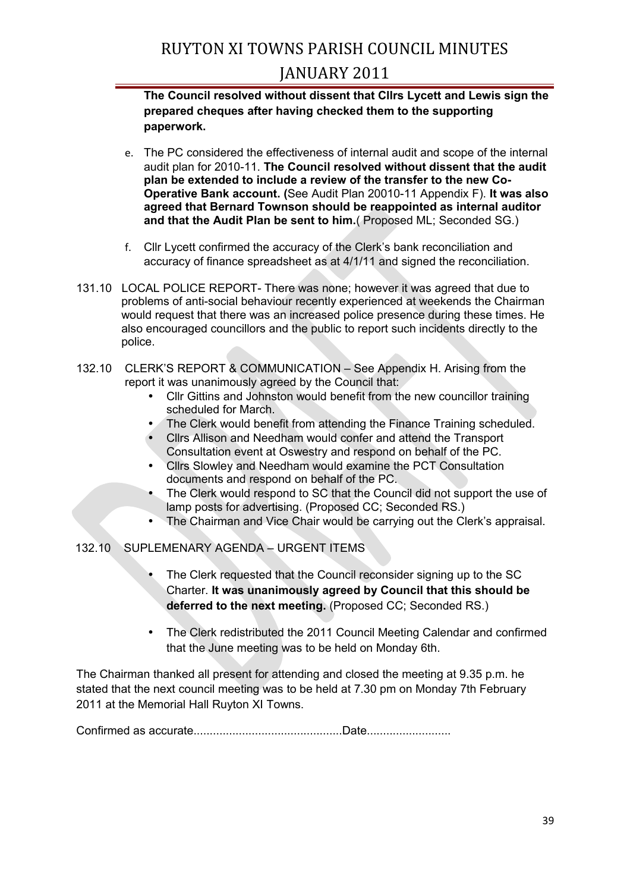**The Council resolved without dissent that Cllrs Lycett and Lewis sign the prepared cheques after having checked them to the supporting paperwork.**

e. The PC considered the effectiveness of internal audit and scope of the internal audit plan for 2010-11. **The Council resolved without dissent that the audit plan be extended to include a review of the transfer to the new Co-Operative Bank account. (**See Audit Plan 20010-11 Appendix F). **It was also agreed that Bernard Townson should be reappointed as internal auditor and that the Audit Plan be sent to him.**( Proposed ML; Seconded SG.)

f. Cllr Lycett confirmed the accuracy of the Clerk's bank reconciliation and accuracy of finance spreadsheet as at 4/1/11 and signed the reconciliation.

131.10 LOCAL POLICE REPORT- There was none; however it was agreed that due to problems of anti-social behaviour recently experienced at weekends the Chairman would request that there was an increased police presence during these times. He also encouraged councillors and the public to report such incidents directly to the police.

132.10 CLERK'S REPORT & COMMUNICATION – See Appendix H. Arising from the report it was unanimously agreed by the Council that:

- Cllr Gittins and Johnston would benefit from the new councillor training scheduled for March.
- The Clerk would benefit from attending the Finance Training scheduled.
- Cllrs Allison and Needham would confer and attend the Transport Consultation event at Oswestry and respond on behalf of the PC.
- Cllrs Slowley and Needham would examine the PCT Consultation documents and respond on behalf of the PC.
- The Clerk would respond to SC that the Council did not support the use of lamp posts for advertising. (Proposed CC; Seconded RS.)
- The Chairman and Vice Chair would be carrying out the Clerk's appraisal.

132.10 SUPLEMENARY AGENDA – URGENT ITEMS

- The Clerk requested that the Council reconsider signing up to the SC Charter. **It was unanimously agreed by Council that this should be deferred to the next meeting.** (Proposed CC; Seconded RS.)
- The Clerk redistributed the 2011 Council Meeting Calendar and confirmed that the June meeting was to be held on Monday 6th.

The Chairman thanked all present for attending and closed the meeting at 9.35 p.m. he stated that the next council meeting was to be held at 7.30 pm on Monday 7th February 2011 at the Memorial Hall Ruyton XI Towns.

Confirmed as accurate.............................................Date..........................